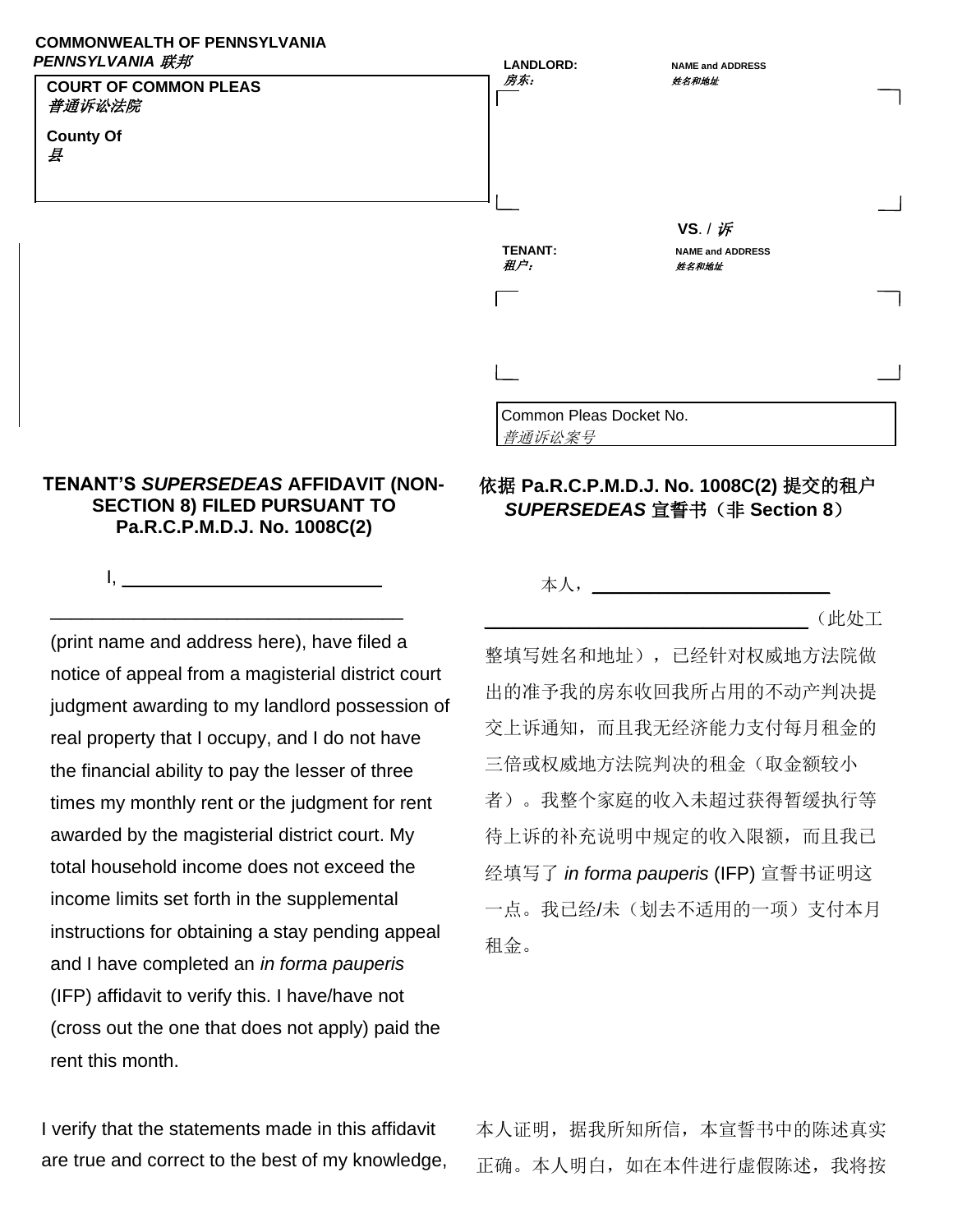**COMMONWEALTH OF PENNSYLVANIA**
***PENNSYLVANIA 联邦***

**COURT OF COMMON PLEAS**
*普通诉讼法院*

**County Of**
*县*

**LANDLORD:** *房东：* — **NAME and ADDRESS** *姓名和地址*

**VS.** / *诉*

**TENANT:** *租户：* — **NAME and ADDRESS** *姓名和地址*

Common Pleas Docket No.
*普通诉讼案号*

## TENANT'S *SUPERSEDEAS* AFFIDAVIT (NON-SECTION 8) FILED PURSUANT TO Pa.R.C.P.M.D.J. No. 1008C(2)

I, ______________________

______________________________ (print name and address here), have filed a notice of appeal from a magisterial district court judgment awarding to my landlord possession of real property that I occupy, and I do not have the financial ability to pay the lesser of three times my monthly rent or the judgment for rent awarded by the magisterial district court. My total household income does not exceed the income limits set forth in the supplemental instructions for obtaining a stay pending appeal and I have completed an *in forma pauperis* (IFP) affidavit to verify this. I have/have not (cross out the one that does not apply) paid the rent this month.

I verify that the statements made in this affidavit are true and correct to the best of my knowledge,

## 依据 Pa.R.C.P.M.D.J. No. 1008C(2) 提交的租户 *SUPERSEDEAS* 宣誓书（非 Section 8）

本人，______________________

______________________________（此处工整填写姓名和地址），已经针对权威地方法院做出的准予我的房东收回我所占用的不动产判决提交上诉通知，而且我无经济能力支付每月租金的三倍或权威地方法院判决的租金（取金额较小者）。我整个家庭的收入未超过获得暂缓执行等待上诉的补充说明中规定的收入限额，而且我已经填写了 *in forma pauperis* (IFP) 宣誓书证明这一点。我已经/未（划去不适用的一项）支付本月租金。

本人证明，据我所知所信，本宣誓书中的陈述真实正确。本人明白，如在本件进行虚假陈述，我将按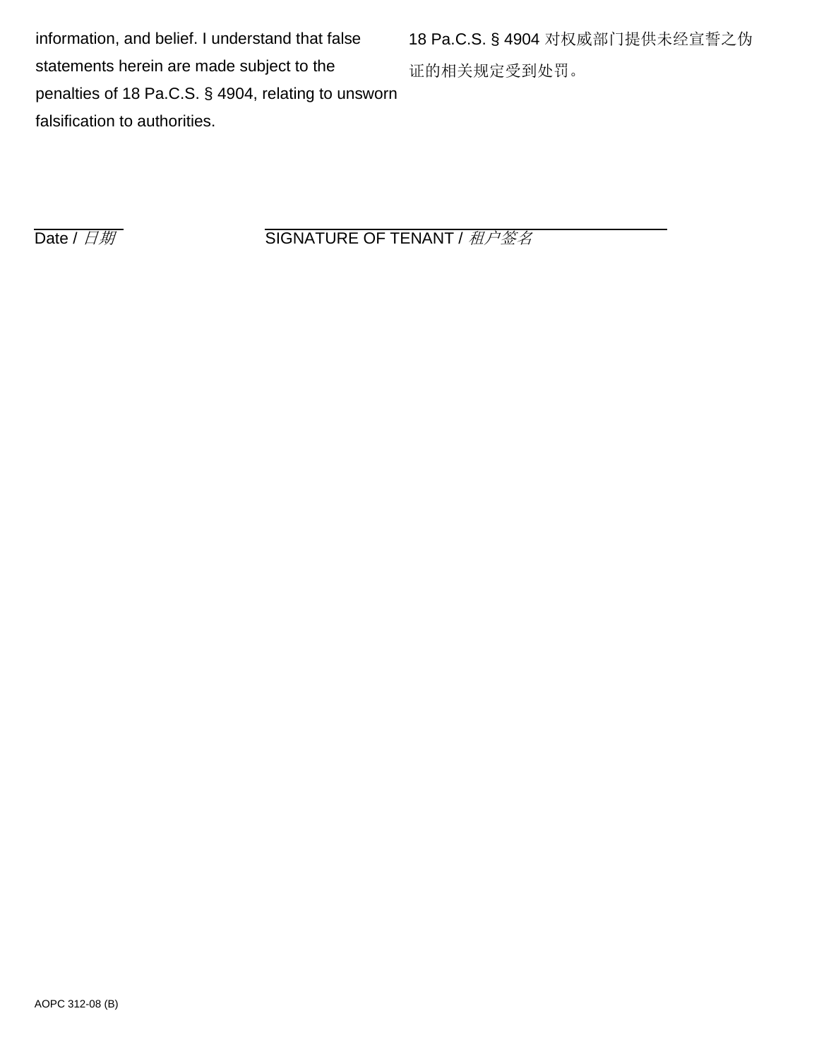information, and belief. I understand that false statements herein are made subject to the penalties of 18 Pa.C.S. § 4904, relating to unsworn falsification to authorities.

18 Pa.C.S. § 4904 对权威部门提供未经宣誓之伪证的相关规定受到处罚。

Date / *日期*

SIGNATURE OF TENANT / *租户签名*

AOPC 312-08 (B)